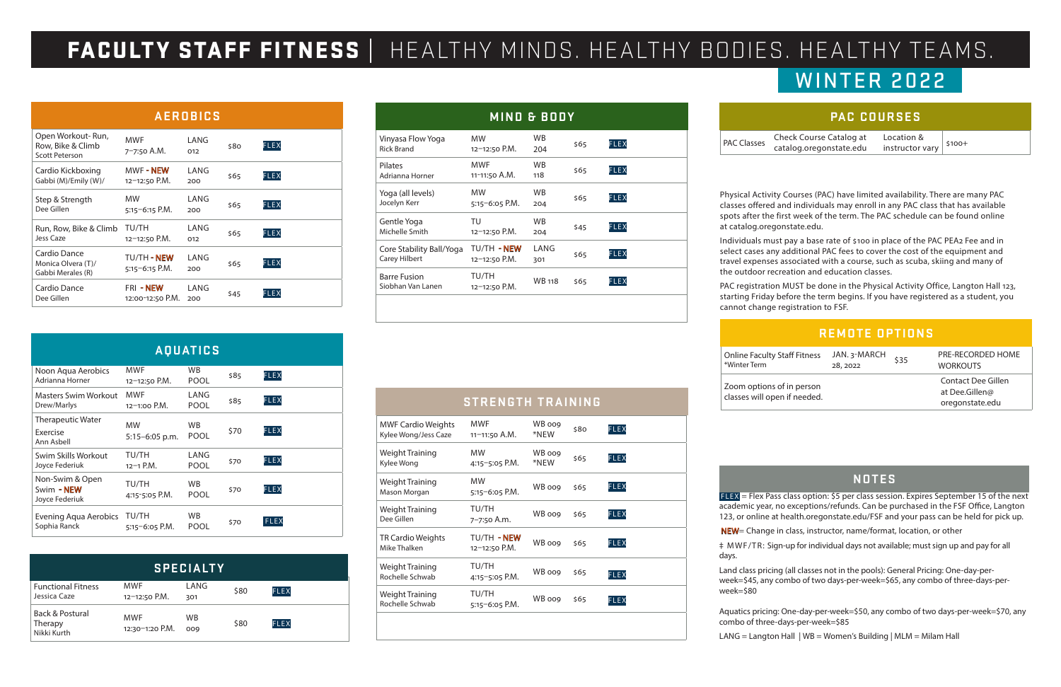# FACULTY STAFF FITNESS | HEALTHY MINDS. HEALTHY BODIES. HEALTHY TEAMS.

## WINTER 2022

## AEROBICS

| | | | | |
|---|---|---|---|---|
| Open Workout- Run, Row, Bike & Climb<br>Scott Peterson | MWF<br>7–7:50 A.M. | LANG<br>012 | $80 | FLEX |
| Cardio Kickboxing<br>Gabbi (M)/Emily (W)/ | MWF - NEW<br>12–12:50 P.M. | LANG<br>200 | $65 | FLEX |
| Step & Strength<br>Dee Gillen | MW<br>5:15–6:15 P.M. | LANG<br>200 | $65 | FLEX |
| Run, Row, Bike & Climb<br>Jess Caze | TU/TH<br>12–12:50 P.M. | LANG<br>012 | $65 | FLEX |
| Cardio Dance<br>Monica Olvera (T)/<br>Gabbi Merales (R) | TU/TH - NEW<br>5:15–6:15 P.M. | LANG<br>200 | $65 | FLEX |
| Cardio Dance<br>Dee Gillen | FRI - NEW<br>12:00-12:50 P.M. | LANG<br>200 | $45 | FLEX |

## AQUATICS

| | | | | |
|---|---|---|---|---|
| Noon Aqua Aerobics<br>Adrianna Horner | MWF<br>12–12:50 P.M. | WB<br>POOL | $85 | FLEX |
| Masters Swim Workout<br>Drew/Marlys | MWF<br>12–1:00 P.M. | LANG<br>POOL | $85 | FLEX |
| Therapeutic Water Exercise<br>Ann Asbell | MW<br>5:15–6:05 p.m. | WB<br>POOL | $70 | FLEX |
| Swim Skills Workout<br>Joyce Federiuk | TU/TH<br>12–1 P.M. | LANG<br>POOL | $70 | FLEX |
| Non-Swim & Open Swim - NEW<br>Joyce Federiuk | TU/TH<br>4:15-5:05 P.M. | WB<br>POOL | $70 | FLEX |
| Evening Aqua Aerobics<br>Sophia Ranck | TU/TH<br>5:15–6:05 P.M. | WB<br>POOL | $70 | FLEX |

## SPECIALTY

| | | | | |
|---|---|---|---|---|
| Functional Fitness<br>Jessica Caze | MWF<br>12–12:50 P.M. | LANG<br>301 | $80 | FLEX |
| Back & Postural Therapy<br>Nikki Kurth | MWF<br>12:30–1:20 P.M. | WB<br>009 | $80 | FLEX |

## MIND & BODY

| | | | | |
|---|---|---|---|---|
| Vinyasa Flow Yoga<br>Rick Brand | MW<br>12–12:50 P.M. | WB<br>204 | $65 | FLEX |
| Pilates<br>Adrianna Horner | MWF<br>11–11:50 A.M. | WB<br>118 | $65 | FLEX |
| Yoga (all levels)<br>Jocelyn Kerr | MW<br>5:15–6:05 P.M. | WB<br>204 | $65 | FLEX |
| Gentle Yoga<br>Michelle Smith | TU<br>12–12:50 P.M. | WB<br>204 | $45 | FLEX |
| Core Stability Ball/Yoga<br>Carey Hilbert | TU/TH - NEW<br>12–12:50 P.M. | LANG<br>301 | $65 | FLEX |
| Barre Fusion<br>Siobhan Van Lanen | TU/TH<br>12–12:50 P.M. | WB 118 | $65 | FLEX |

## STRENGTH TRAINING

| | | | | |
|---|---|---|---|---|
| MWF Cardio Weights<br>Kylee Wong/Jess Caze | MWF<br>11–11:50 A.M. | WB 009<br>*NEW | $80 | FLEX |
| Weight Training<br>Kylee Wong | MW<br>4:15–5:05 P.M. | WB 009<br>*NEW | $65 | FLEX |
| Weight Training<br>Mason Morgan | MW<br>5:15–6:05 P.M. | WB 009 | $65 | FLEX |
| Weight Training<br>Dee Gillen | TU/TH<br>7–7:50 A.m. | WB 009 | $65 | FLEX |
| TR Cardio Weights<br>Mike Thalken | TU/TH - NEW<br>12–12:50 P.M. | WB 009 | $65 | FLEX |
| Weight Training<br>Rochelle Schwab | TU/TH<br>4:15–5:05 P.M. | WB 009 | $65 | FLEX |
| Weight Training<br>Rochelle Schwab | TU/TH<br>5:15–6:05 P.M. | WB 009 | $65 | FLEX |

## PAC COURSES

| | | | |
|---|---|---|---|
| PAC Classes | Check Course Catalog at catalog.oregonstate.edu | Location & instructor vary | $100+ |

Physical Activity Courses (PAC) have limited availability. There are many PAC classes offered and individuals may enroll in any PAC class that has available spots after the first week of the term. The PAC schedule can be found online at catalog.oregonstate.edu.

Individuals must pay a base rate of $100 in place of the PAC PEA2 Fee and in select cases any additional PAC fees to cover the cost of the equipment and travel expenses associated with a course, such as scuba, skiing and many of the outdoor recreation and education classes.

PAC registration MUST be done in the Physical Activity Office, Langton Hall 123, starting Friday before the term begins. If you have registered as a student, you cannot change registration to FSF.

## REMOTE OPTIONS

| | | | |
|---|---|---|---|
| Online Faculty Staff Fitness<br>*Winter Term | JAN. 3-MARCH 28, 2022 | $35 | PRE-RECORDED HOME WORKOUTS |
| Zoom options of in person classes will open if needed. | | | Contact Dee Gillen at Dee.Gillen@oregonstate.edu |

## NOTES

FLEX = Flex Pass class option: $5 per class session. Expires September 15 of the next academic year, no exceptions/refunds. Can be purchased in the FSF Office, Langton 123, or online at health.oregonstate.edu/FSF and your pass can be held for pick up.

NEW= Change in class, instructor, name/format, location, or other

‡ MWF/TR: Sign-up for individual days not available; must sign up and pay for all days.

Land class pricing (all classes not in the pools): General Pricing: One-day-per-week=$45, any combo of two days-per-week=$65, any combo of three-days-per-week=$80

Aquatics pricing: One-day-per-week=$50, any combo of two days-per-week=$70, any combo of three-days-per-week=$85

LANG = Langton Hall | WB = Women's Building | MLM = Milam Hall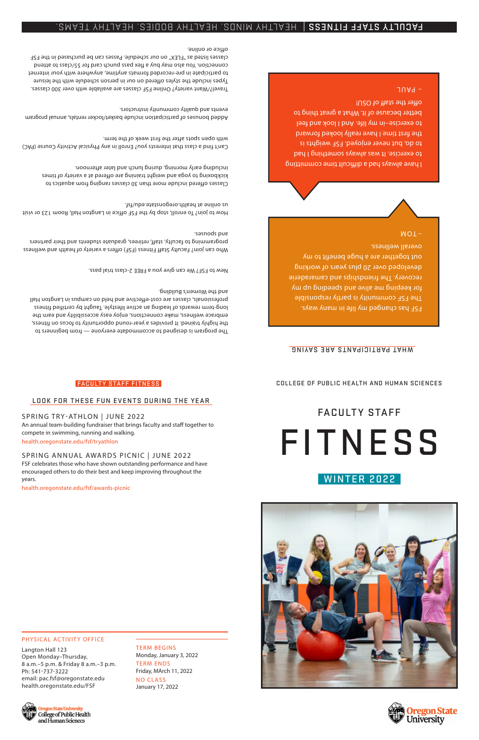# FACULTY STAFF FITNESS | HEALTHY MINDS. HEALTHY BODIES. HEALTHY TEAMS.

The program is designed to accommodate everyone — from beginners to the highly trained. It provides a year-round opportunity to focus on fitness, embrace wellness, make connections, enjoy easy accessibility and earn the long-term rewards of leading an active lifestyle. Taught by certified fitness professionals, classes are cost-effective and held on campus in Langton Hall and the Women's Building.

New to FSF? We can give you a FREE 2-class trial pass.

Who can join? Faculty Staff Fitness (FSF) offers a variety of health and wellness programming to faculty, staff, retirees, graduate students and their partners and spouses.

How to join? To enroll, stop by the FSF office in Langton Hall, Room 123 or visit us online at health.oregonstate.edu/fsf.

Classes offered include more than 30 classes ranging from aquatics to kickboxing to yoga and weight training and are offered at a variety of times including early morning, during lunch and later afternoon.

Can't find a class that interests you? Enroll in any Physical Activity Course (PAC) with open spots after the first week of the term.

Added bonuses of participation include basket/locker rentals, annual program events and quality community instructors.

Travel?/Want variety? Online FSF classes are available with over 300 classes. Types include the styles offered on our in person schedule with the leisure to participate in pre-recorded formats anytime, anywhere with your internet connection. You also may buy a flex pass punch card for $5/class to attend classes listed as "FLEX" on our schedule. Passes can be purchased in the FSF office or online.

## WHAT PARTICIPANTS ARE SAYING

FSF has changed my life in many ways. The FSF community is partly responsible for keeping me alive and speeding up my recovery. The friendships and camaraderie developed over 20 plus years of working out together are a huge benefit to my overall wellness.

– TOM

I have always had a difficult time committing to exercise. It was always something I had to do, but never enjoyed. FSF weights is the first time I have really looked forward to exercise—in my life. And I look and feel better because of it. What a great thing to offer the staff of OSU!

– PAUL

## FACULTY STAFF FITNESS

### LOOK FOR THESE FUN EVENTS DURING THE YEAR

**SPRING TRY-ATHLON | JUNE 2022**
An annual team-building fundraiser that brings faculty and staff together to compete in swimming, running and walking.
health.oregonstate.edu/fsf/tryathlon

**SPRING ANNUAL AWARDS PICNIC | JUNE 2022**
FSF celebrates those who have shown outstanding performance and have encouraged others to do their best and keep improving throughout the years.
health.oregonstate.edu/fsf/awards-picnic

**PHYSICAL ACTIVITY OFFICE**
Langton Hall 123
Open Monday–Thursday,
8 a.m.–5 p.m. & Friday 8 a.m.–3 p.m.
Ph: 541-737-3222
email: pac.fsf@oregonstate.edu
health.oregonstate.edu/FSF

**TERM BEGINS**
Monday, January 3, 2022

**TERM ENDS**
Friday, MArch 11, 2022

**NO CLASS**
January 17, 2022

Oregon State University College of Public Health and Human Sciences

COLLEGE OF PUBLIC HEALTH AND HUMAN SCIENCES

# FACULTY STAFF FITNESS

## WINTER 2022

Oregon State University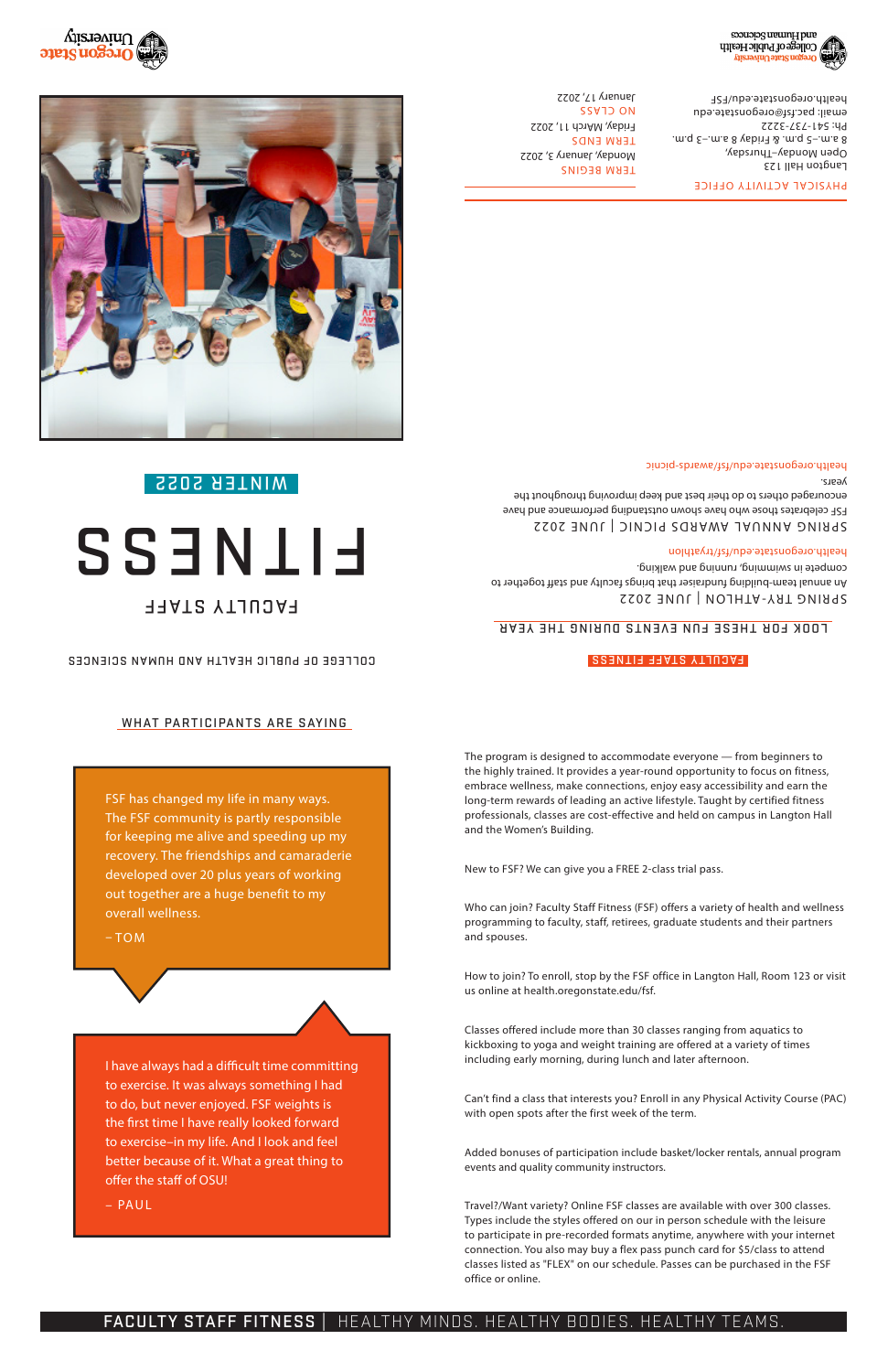COLLEGE OF PUBLIC HEALTH AND HUMAN SCIENCES

# FITNESS

## FACULTY STAFF

WINTER 2022

PHYSICAL ACTIVITY OFFICE

Langton Hall 123
Open Monday–Thursday,
8 a.m.–5 p.m. & Friday 8 a.m.–3 p.m.
Ph: 541-737-3222
email: pac.fsf@oregonstate.edu
health.oregonstate.edu/FSF

TERM BEGINS
Monday, January 3, 2022
TERM ENDS
Friday, March 11, 2022
NO CLASS
January 17, 2022

FACULTY STAFF FITNESS

### LOOK FOR THESE FUN EVENTS DURING THE YEAR

**SPRING TRY-ATHLON | JUNE 2022**

An annual team-building fundraiser that brings faculty and staff together to compete in swimming, running and walking.

health.oregonstate.edu/fsf/tryathlon

**SPRING ANNUAL AWARDS PICNIC | JUNE 2022**

FSF celebrates those who have shown outstanding performance and have encouraged others to do their best and keep improving throughout the years.

health.oregonstate.edu/fsf/awards-picnic

### WHAT PARTICIPANTS ARE SAYING

FSF has changed my life in many ways. The FSF community is partly responsible for keeping me alive and speeding up my recovery. The friendships and camaraderie developed over 20 plus years of working out together are a huge benefit to my overall wellness.

– TOM

I have always had a difficult time committing to exercise. It was always something I had to do, but never enjoyed. FSF weights is the first time I have really looked forward to exercise–in my life. And I look and feel better because of it. What a great thing to offer the staff of OSU!

– PAUL

The program is designed to accommodate everyone — from beginners to the highly trained. It provides a year-round opportunity to focus on fitness, embrace wellness, make connections, enjoy easy accessibility and earn the long-term rewards of leading an active lifestyle. Taught by certified fitness professionals, classes are cost-effective and held on campus in Langton Hall and the Women's Building.

New to FSF? We can give you a FREE 2-class trial pass.

Who can join? Faculty Staff Fitness (FSF) offers a variety of health and wellness programming to faculty, staff, retirees, graduate students and their partners and spouses.

How to join? To enroll, stop by the FSF office in Langton Hall, Room 123 or visit us online at health.oregonstate.edu/fsf.

Classes offered include more than 30 classes ranging from aquatics to kickboxing to yoga and weight training are offered at a variety of times including early morning, during lunch and later afternoon.

Can't find a class that interests you? Enroll in any Physical Activity Course (PAC) with open spots after the first week of the term.

Added bonuses of participation include basket/locker rentals, annual program events and quality community instructors.

Travel?/Want variety? Online FSF classes are available with over 300 classes. Types include the styles offered on our in person schedule with the leisure to participate in pre-recorded formats anytime, anywhere with your internet connection. You also may buy a flex pass punch card for $5/class to attend classes listed as "FLEX" on our schedule. Passes can be purchased in the FSF office or online.

**FACULTY STAFF FITNESS** | HEALTHY MINDS. HEALTHY BODIES. HEALTHY TEAMS.